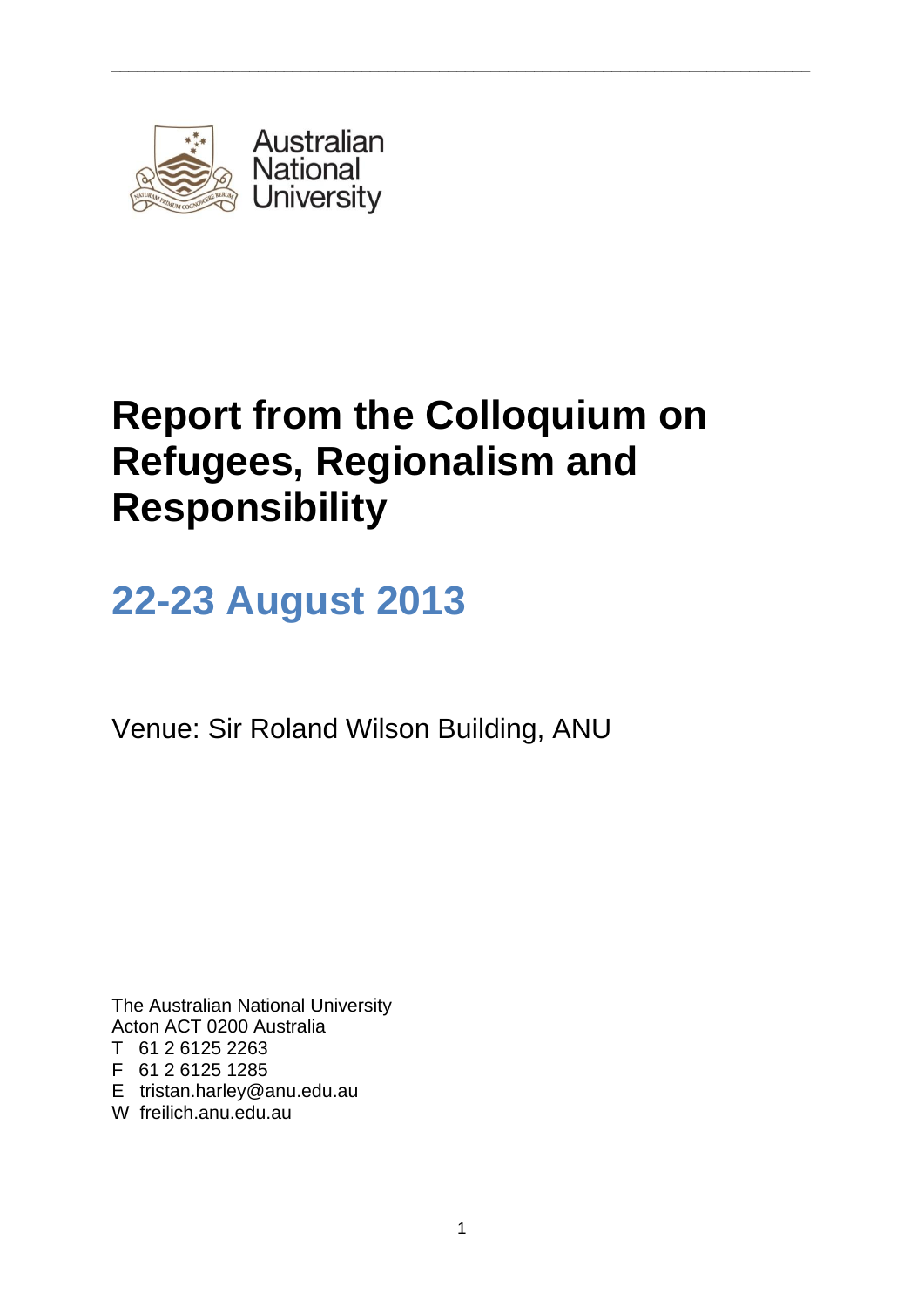Australian National University

# Report from the Colloquium on Refugees, Regionalism and Responsibility

## 22-23 August 2013

Venue: Sir Roland Wilson Building, ANU

The Australian National University
Acton ACT 0200 Australia
T 61 2 6125 2263
F 61 2 6125 1285
E tristan.harley@anu.edu.au
W freilich.anu.edu.au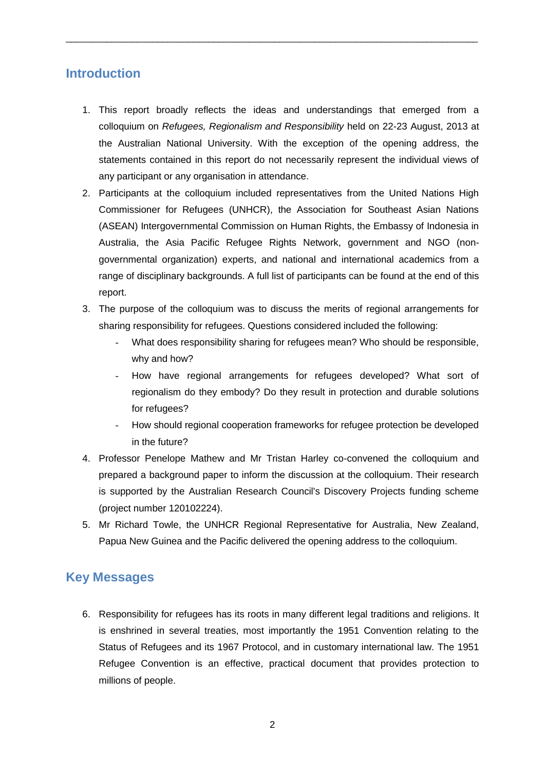## Introduction

1. This report broadly reflects the ideas and understandings that emerged from a colloquium on *Refugees, Regionalism and Responsibility* held on 22-23 August, 2013 at the Australian National University. With the exception of the opening address, the statements contained in this report do not necessarily represent the individual views of any participant or any organisation in attendance.
2. Participants at the colloquium included representatives from the United Nations High Commissioner for Refugees (UNHCR), the Association for Southeast Asian Nations (ASEAN) Intergovernmental Commission on Human Rights, the Embassy of Indonesia in Australia, the Asia Pacific Refugee Rights Network, government and NGO (non-governmental organization) experts, and national and international academics from a range of disciplinary backgrounds. A full list of participants can be found at the end of this report.
3. The purpose of the colloquium was to discuss the merits of regional arrangements for sharing responsibility for refugees. Questions considered included the following:
   - What does responsibility sharing for refugees mean? Who should be responsible, why and how?
   - How have regional arrangements for refugees developed? What sort of regionalism do they embody? Do they result in protection and durable solutions for refugees?
   - How should regional cooperation frameworks for refugee protection be developed in the future?
4. Professor Penelope Mathew and Mr Tristan Harley co-convened the colloquium and prepared a background paper to inform the discussion at the colloquium. Their research is supported by the Australian Research Council's Discovery Projects funding scheme (project number 120102224).
5. Mr Richard Towle, the UNHCR Regional Representative for Australia, New Zealand, Papua New Guinea and the Pacific delivered the opening address to the colloquium.

## Key Messages

6. Responsibility for refugees has its roots in many different legal traditions and religions. It is enshrined in several treaties, most importantly the 1951 Convention relating to the Status of Refugees and its 1967 Protocol, and in customary international law. The 1951 Refugee Convention is an effective, practical document that provides protection to millions of people.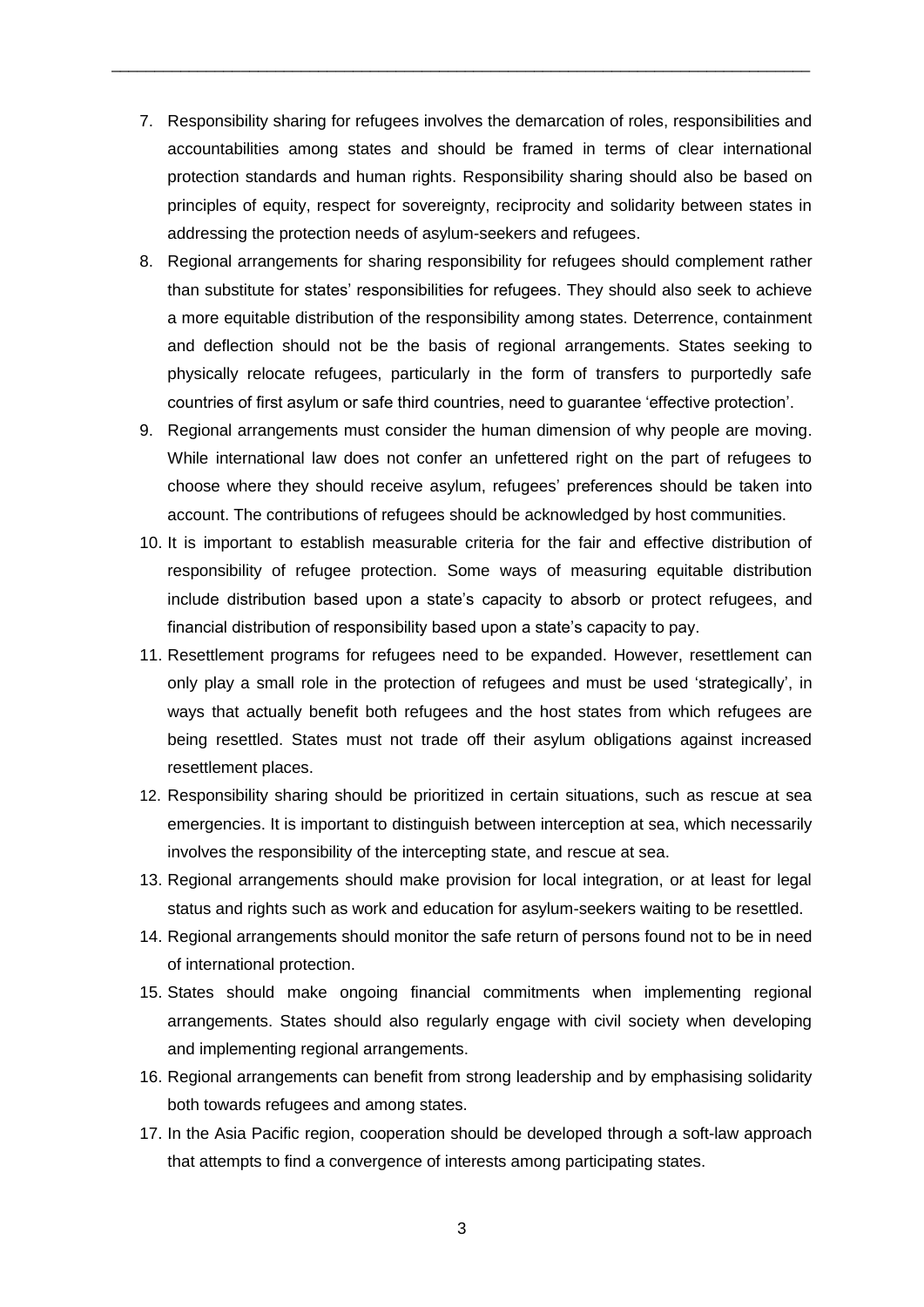7. Responsibility sharing for refugees involves the demarcation of roles, responsibilities and accountabilities among states and should be framed in terms of clear international protection standards and human rights. Responsibility sharing should also be based on principles of equity, respect for sovereignty, reciprocity and solidarity between states in addressing the protection needs of asylum-seekers and refugees.
8. Regional arrangements for sharing responsibility for refugees should complement rather than substitute for states' responsibilities for refugees. They should also seek to achieve a more equitable distribution of the responsibility among states. Deterrence, containment and deflection should not be the basis of regional arrangements. States seeking to physically relocate refugees, particularly in the form of transfers to purportedly safe countries of first asylum or safe third countries, need to guarantee 'effective protection'.
9. Regional arrangements must consider the human dimension of why people are moving. While international law does not confer an unfettered right on the part of refugees to choose where they should receive asylum, refugees' preferences should be taken into account. The contributions of refugees should be acknowledged by host communities.
10. It is important to establish measurable criteria for the fair and effective distribution of responsibility of refugee protection. Some ways of measuring equitable distribution include distribution based upon a state's capacity to absorb or protect refugees, and financial distribution of responsibility based upon a state's capacity to pay.
11. Resettlement programs for refugees need to be expanded. However, resettlement can only play a small role in the protection of refugees and must be used 'strategically', in ways that actually benefit both refugees and the host states from which refugees are being resettled. States must not trade off their asylum obligations against increased resettlement places.
12. Responsibility sharing should be prioritized in certain situations, such as rescue at sea emergencies. It is important to distinguish between interception at sea, which necessarily involves the responsibility of the intercepting state, and rescue at sea.
13. Regional arrangements should make provision for local integration, or at least for legal status and rights such as work and education for asylum-seekers waiting to be resettled.
14. Regional arrangements should monitor the safe return of persons found not to be in need of international protection.
15. States should make ongoing financial commitments when implementing regional arrangements. States should also regularly engage with civil society when developing and implementing regional arrangements.
16. Regional arrangements can benefit from strong leadership and by emphasising solidarity both towards refugees and among states.
17. In the Asia Pacific region, cooperation should be developed through a soft-law approach that attempts to find a convergence of interests among participating states.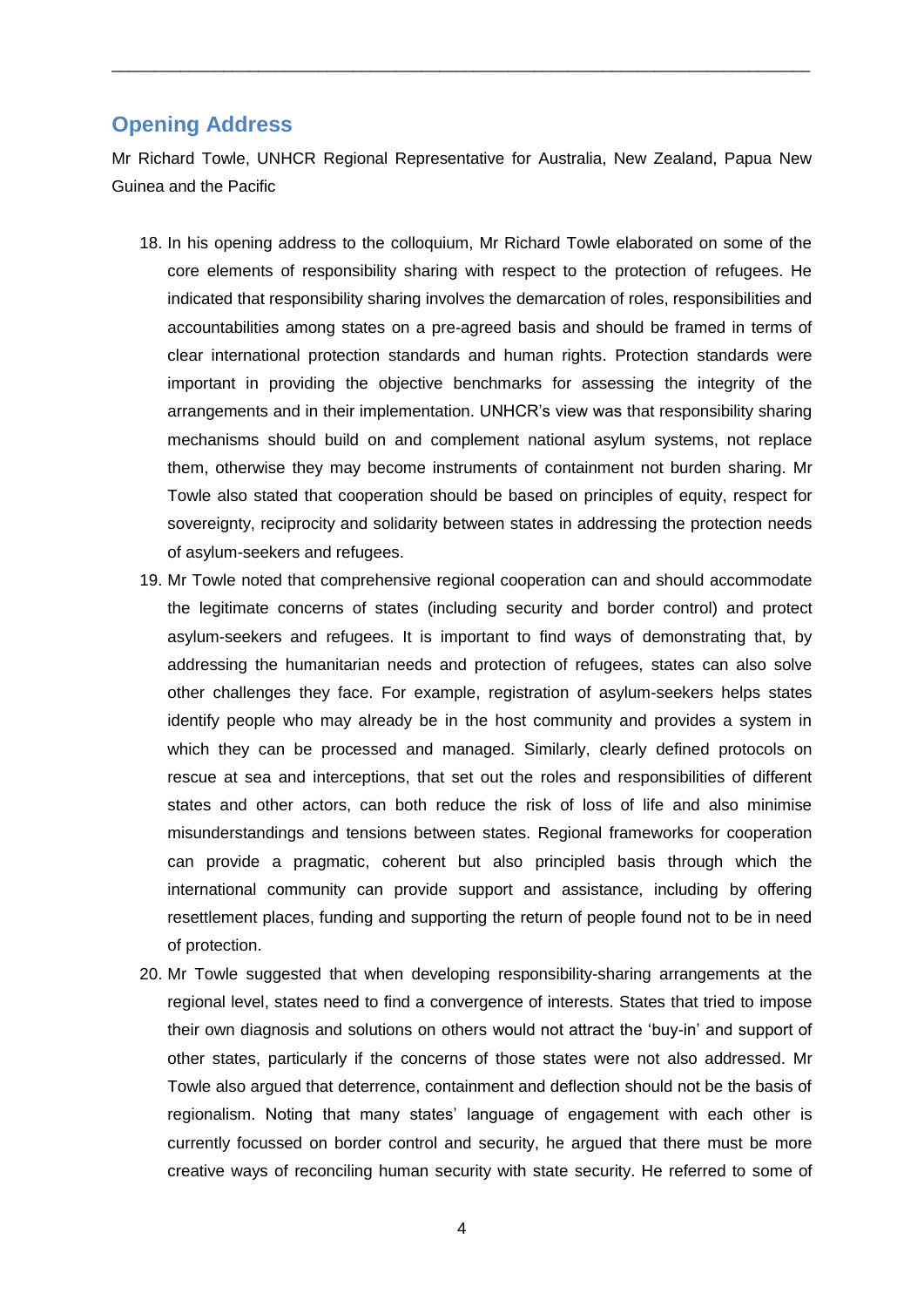## Opening Address

Mr Richard Towle, UNHCR Regional Representative for Australia, New Zealand, Papua New Guinea and the Pacific

18. In his opening address to the colloquium, Mr Richard Towle elaborated on some of the core elements of responsibility sharing with respect to the protection of refugees. He indicated that responsibility sharing involves the demarcation of roles, responsibilities and accountabilities among states on a pre-agreed basis and should be framed in terms of clear international protection standards and human rights. Protection standards were important in providing the objective benchmarks for assessing the integrity of the arrangements and in their implementation. UNHCR's view was that responsibility sharing mechanisms should build on and complement national asylum systems, not replace them, otherwise they may become instruments of containment not burden sharing. Mr Towle also stated that cooperation should be based on principles of equity, respect for sovereignty, reciprocity and solidarity between states in addressing the protection needs of asylum-seekers and refugees.
19. Mr Towle noted that comprehensive regional cooperation can and should accommodate the legitimate concerns of states (including security and border control) and protect asylum-seekers and refugees. It is important to find ways of demonstrating that, by addressing the humanitarian needs and protection of refugees, states can also solve other challenges they face. For example, registration of asylum-seekers helps states identify people who may already be in the host community and provides a system in which they can be processed and managed. Similarly, clearly defined protocols on rescue at sea and interceptions, that set out the roles and responsibilities of different states and other actors, can both reduce the risk of loss of life and also minimise misunderstandings and tensions between states. Regional frameworks for cooperation can provide a pragmatic, coherent but also principled basis through which the international community can provide support and assistance, including by offering resettlement places, funding and supporting the return of people found not to be in need of protection.
20. Mr Towle suggested that when developing responsibility-sharing arrangements at the regional level, states need to find a convergence of interests. States that tried to impose their own diagnosis and solutions on others would not attract the 'buy-in' and support of other states, particularly if the concerns of those states were not also addressed. Mr Towle also argued that deterrence, containment and deflection should not be the basis of regionalism. Noting that many states' language of engagement with each other is currently focussed on border control and security, he argued that there must be more creative ways of reconciling human security with state security. He referred to some of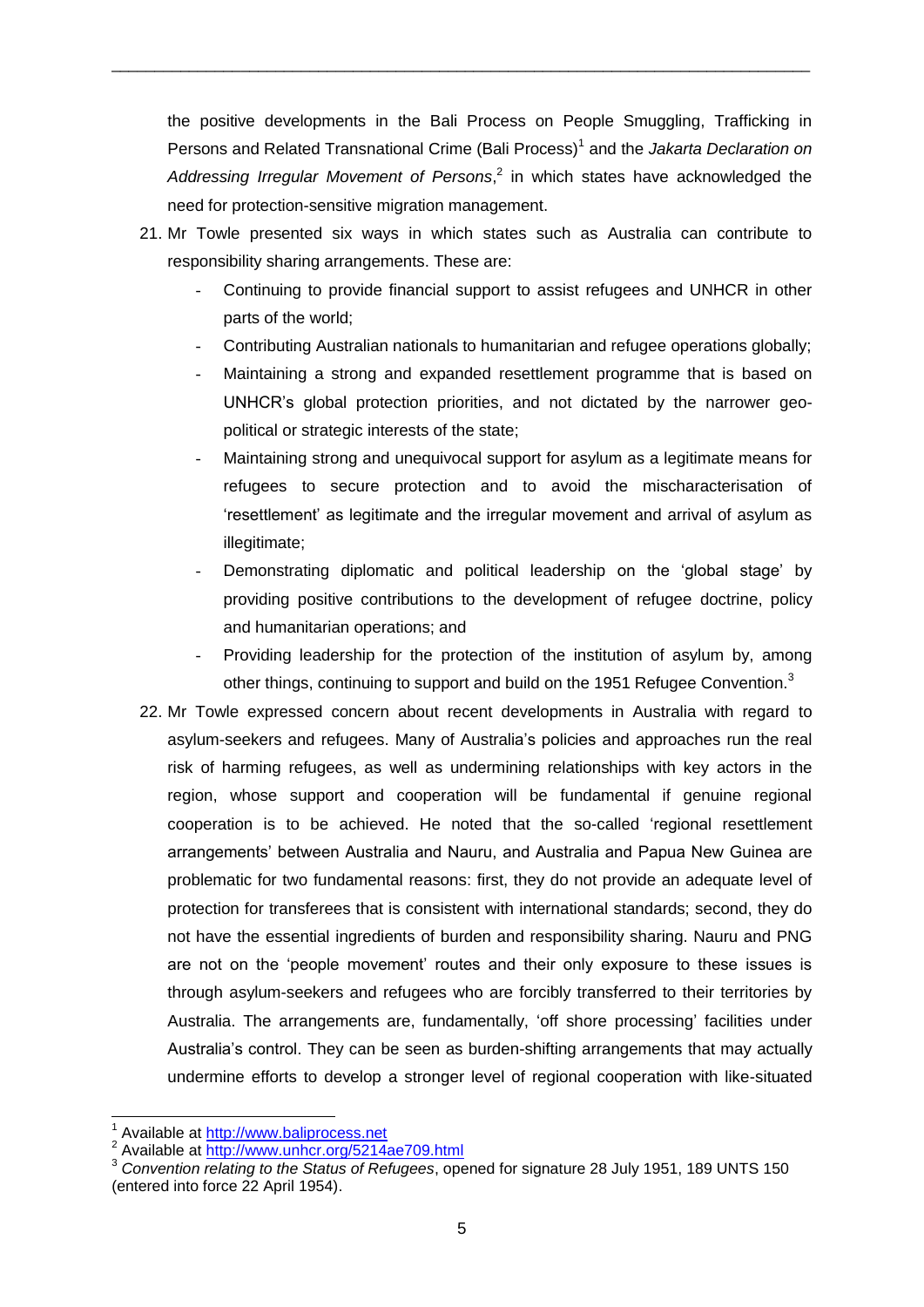the positive developments in the Bali Process on People Smuggling, Trafficking in Persons and Related Transnational Crime (Bali Process)[1] and the *Jakarta Declaration on Addressing Irregular Movement of Persons*,[2] in which states have acknowledged the need for protection-sensitive migration management.

21. Mr Towle presented six ways in which states such as Australia can contribute to responsibility sharing arrangements. These are:
    - Continuing to provide financial support to assist refugees and UNHCR in other parts of the world;
    - Contributing Australian nationals to humanitarian and refugee operations globally;
    - Maintaining a strong and expanded resettlement programme that is based on UNHCR's global protection priorities, and not dictated by the narrower geo-political or strategic interests of the state;
    - Maintaining strong and unequivocal support for asylum as a legitimate means for refugees to secure protection and to avoid the mischaracterisation of 'resettlement' as legitimate and the irregular movement and arrival of asylum as illegitimate;
    - Demonstrating diplomatic and political leadership on the 'global stage' by providing positive contributions to the development of refugee doctrine, policy and humanitarian operations; and
    - Providing leadership for the protection of the institution of asylum by, among other things, continuing to support and build on the 1951 Refugee Convention.[3]

22. Mr Towle expressed concern about recent developments in Australia with regard to asylum-seekers and refugees. Many of Australia's policies and approaches run the real risk of harming refugees, as well as undermining relationships with key actors in the region, whose support and cooperation will be fundamental if genuine regional cooperation is to be achieved. He noted that the so-called 'regional resettlement arrangements' between Australia and Nauru, and Australia and Papua New Guinea are problematic for two fundamental reasons: first, they do not provide an adequate level of protection for transferees that is consistent with international standards; second, they do not have the essential ingredients of burden and responsibility sharing. Nauru and PNG are not on the 'people movement' routes and their only exposure to these issues is through asylum-seekers and refugees who are forcibly transferred to their territories by Australia. The arrangements are, fundamentally, 'off shore processing' facilities under Australia's control. They can be seen as burden-shifting arrangements that may actually undermine efforts to develop a stronger level of regional cooperation with like-situated

---

[1] Available at http://www.baliprocess.net

[2] Available at http://www.unhcr.org/5214ae709.html

[3] *Convention relating to the Status of Refugees*, opened for signature 28 July 1951, 189 UNTS 150 (entered into force 22 April 1954).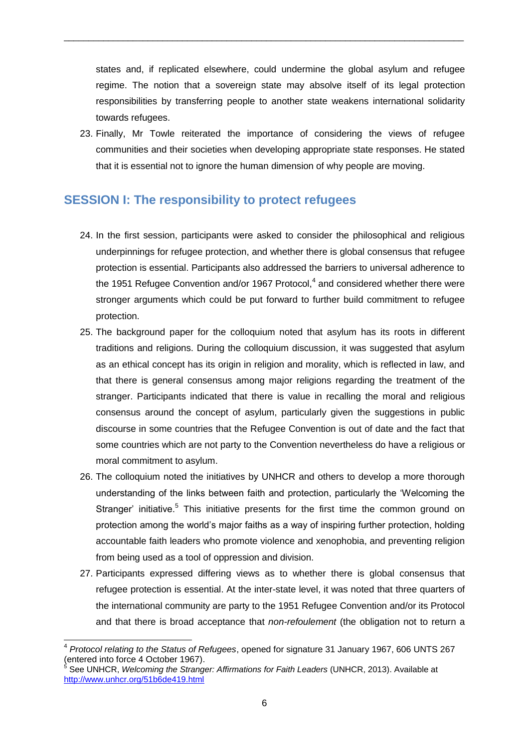states and, if replicated elsewhere, could undermine the global asylum and refugee regime. The notion that a sovereign state may absolve itself of its legal protection responsibilities by transferring people to another state weakens international solidarity towards refugees.

23. Finally, Mr Towle reiterated the importance of considering the views of refugee communities and their societies when developing appropriate state responses. He stated that it is essential not to ignore the human dimension of why people are moving.

## SESSION I: The responsibility to protect refugees

24. In the first session, participants were asked to consider the philosophical and religious underpinnings for refugee protection, and whether there is global consensus that refugee protection is essential. Participants also addressed the barriers to universal adherence to the 1951 Refugee Convention and/or 1967 Protocol,[4] and considered whether there were stronger arguments which could be put forward to further build commitment to refugee protection.
25. The background paper for the colloquium noted that asylum has its roots in different traditions and religions. During the colloquium discussion, it was suggested that asylum as an ethical concept has its origin in religion and morality, which is reflected in law, and that there is general consensus among major religions regarding the treatment of the stranger. Participants indicated that there is value in recalling the moral and religious consensus around the concept of asylum, particularly given the suggestions in public discourse in some countries that the Refugee Convention is out of date and the fact that some countries which are not party to the Convention nevertheless do have a religious or moral commitment to asylum.
26. The colloquium noted the initiatives by UNHCR and others to develop a more thorough understanding of the links between faith and protection, particularly the 'Welcoming the Stranger' initiative.[5] This initiative presents for the first time the common ground on protection among the world's major faiths as a way of inspiring further protection, holding accountable faith leaders who promote violence and xenophobia, and preventing religion from being used as a tool of oppression and division.
27. Participants expressed differing views as to whether there is global consensus that refugee protection is essential. At the inter-state level, it was noted that three quarters of the international community are party to the 1951 Refugee Convention and/or its Protocol and that there is broad acceptance that *non-refoulement* (the obligation not to return a

---

[4] *Protocol relating to the Status of Refugees*, opened for signature 31 January 1967, 606 UNTS 267 (entered into force 4 October 1967).

[5] See UNHCR, *Welcoming the Stranger: Affirmations for Faith Leaders* (UNHCR, 2013). Available at http://www.unhcr.org/51b6de419.html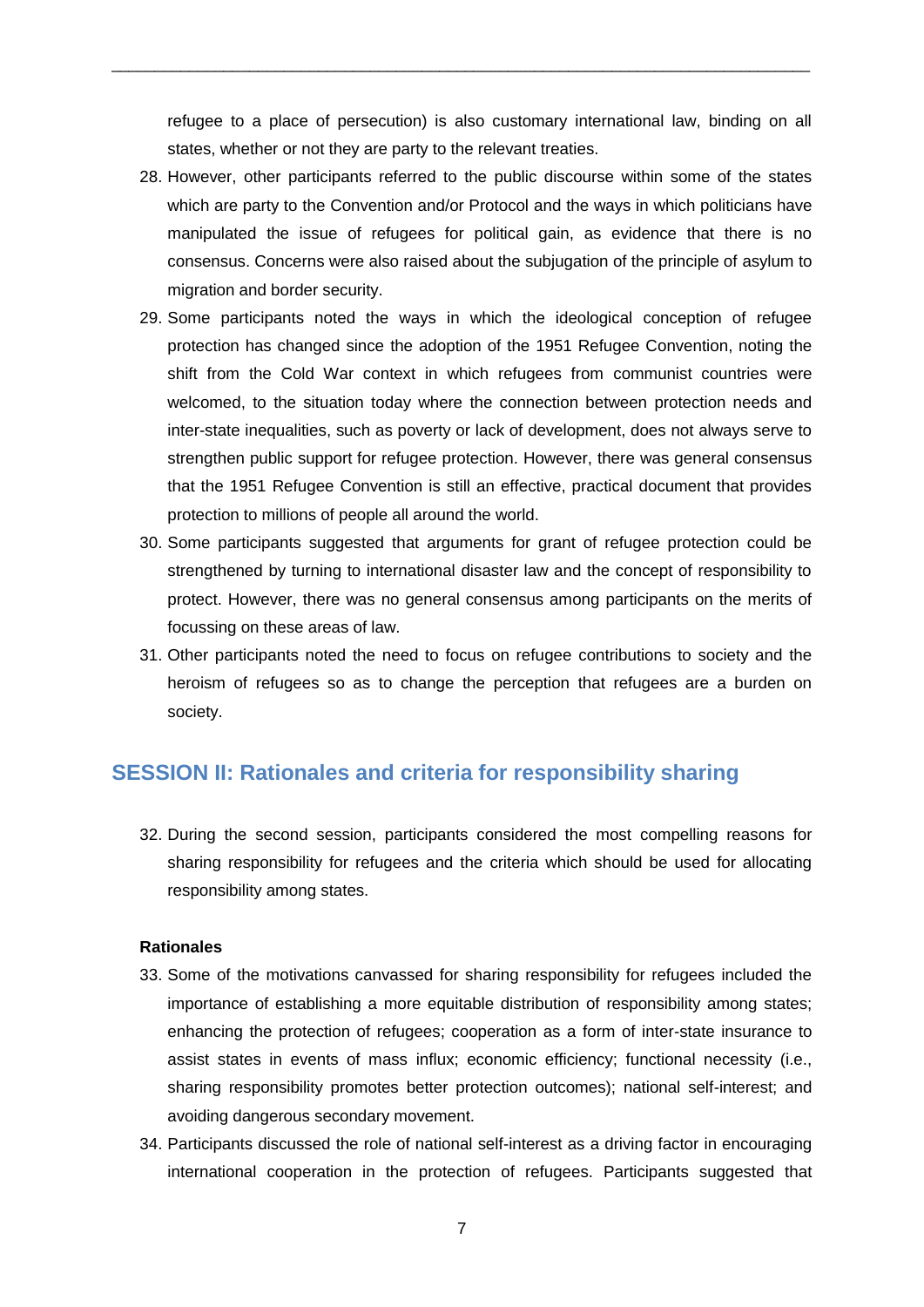refugee to a place of persecution) is also customary international law, binding on all states, whether or not they are party to the relevant treaties.

28. However, other participants referred to the public discourse within some of the states which are party to the Convention and/or Protocol and the ways in which politicians have manipulated the issue of refugees for political gain, as evidence that there is no consensus. Concerns were also raised about the subjugation of the principle of asylum to migration and border security.
29. Some participants noted the ways in which the ideological conception of refugee protection has changed since the adoption of the 1951 Refugee Convention, noting the shift from the Cold War context in which refugees from communist countries were welcomed, to the situation today where the connection between protection needs and inter-state inequalities, such as poverty or lack of development, does not always serve to strengthen public support for refugee protection. However, there was general consensus that the 1951 Refugee Convention is still an effective, practical document that provides protection to millions of people all around the world.
30. Some participants suggested that arguments for grant of refugee protection could be strengthened by turning to international disaster law and the concept of responsibility to protect. However, there was no general consensus among participants on the merits of focussing on these areas of law.
31. Other participants noted the need to focus on refugee contributions to society and the heroism of refugees so as to change the perception that refugees are a burden on society.

## SESSION II: Rationales and criteria for responsibility sharing

32. During the second session, participants considered the most compelling reasons for sharing responsibility for refugees and the criteria which should be used for allocating responsibility among states.

**Rationales**

33. Some of the motivations canvassed for sharing responsibility for refugees included the importance of establishing a more equitable distribution of responsibility among states; enhancing the protection of refugees; cooperation as a form of inter-state insurance to assist states in events of mass influx; economic efficiency; functional necessity (i.e., sharing responsibility promotes better protection outcomes); national self-interest; and avoiding dangerous secondary movement.
34. Participants discussed the role of national self-interest as a driving factor in encouraging international cooperation in the protection of refugees. Participants suggested that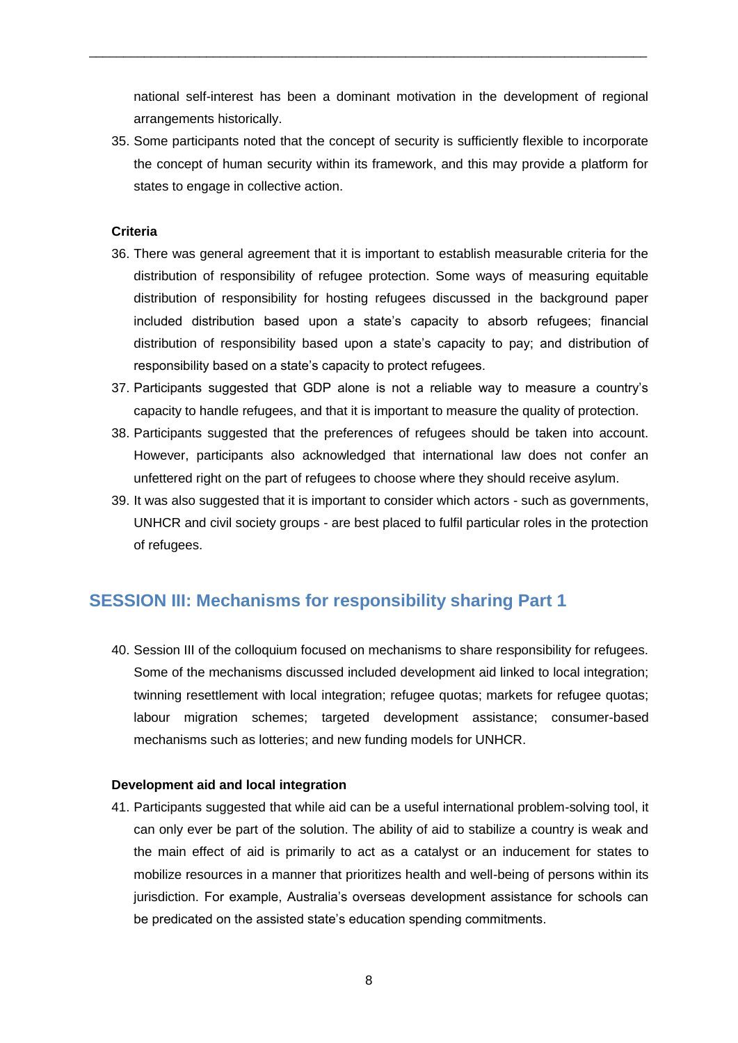national self-interest has been a dominant motivation in the development of regional arrangements historically.

35. Some participants noted that the concept of security is sufficiently flexible to incorporate the concept of human security within its framework, and this may provide a platform for states to engage in collective action.

**Criteria**

36. There was general agreement that it is important to establish measurable criteria for the distribution of responsibility of refugee protection. Some ways of measuring equitable distribution of responsibility for hosting refugees discussed in the background paper included distribution based upon a state's capacity to absorb refugees; financial distribution of responsibility based upon a state's capacity to pay; and distribution of responsibility based on a state's capacity to protect refugees.
37. Participants suggested that GDP alone is not a reliable way to measure a country's capacity to handle refugees, and that it is important to measure the quality of protection.
38. Participants suggested that the preferences of refugees should be taken into account. However, participants also acknowledged that international law does not confer an unfettered right on the part of refugees to choose where they should receive asylum.
39. It was also suggested that it is important to consider which actors - such as governments, UNHCR and civil society groups - are best placed to fulfil particular roles in the protection of refugees.

## SESSION III: Mechanisms for responsibility sharing Part 1

40. Session III of the colloquium focused on mechanisms to share responsibility for refugees. Some of the mechanisms discussed included development aid linked to local integration; twinning resettlement with local integration; refugee quotas; markets for refugee quotas; labour migration schemes; targeted development assistance; consumer-based mechanisms such as lotteries; and new funding models for UNHCR.

**Development aid and local integration**

41. Participants suggested that while aid can be a useful international problem-solving tool, it can only ever be part of the solution. The ability of aid to stabilize a country is weak and the main effect of aid is primarily to act as a catalyst or an inducement for states to mobilize resources in a manner that prioritizes health and well-being of persons within its jurisdiction. For example, Australia's overseas development assistance for schools can be predicated on the assisted state's education spending commitments.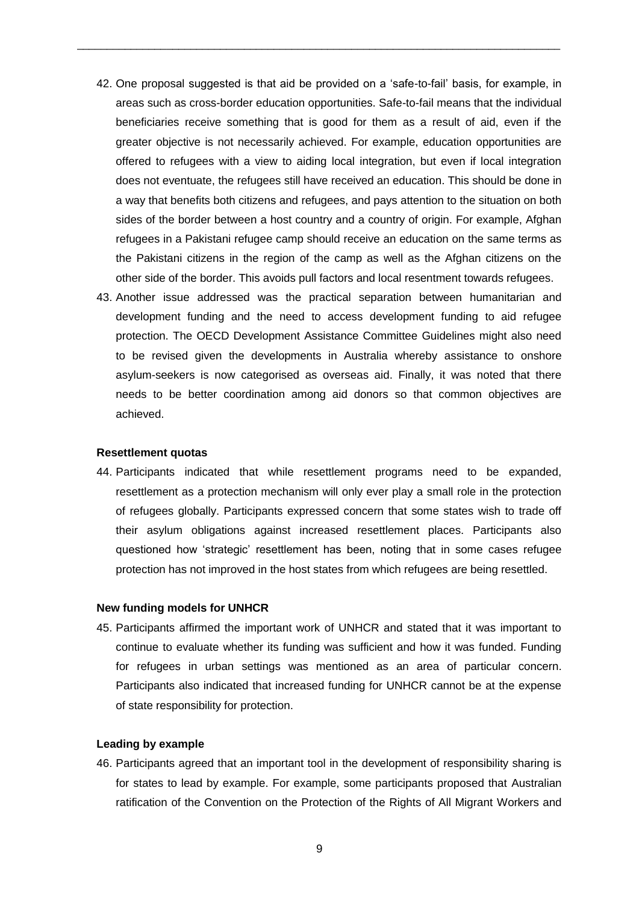42. One proposal suggested is that aid be provided on a 'safe-to-fail' basis, for example, in areas such as cross-border education opportunities. Safe-to-fail means that the individual beneficiaries receive something that is good for them as a result of aid, even if the greater objective is not necessarily achieved. For example, education opportunities are offered to refugees with a view to aiding local integration, but even if local integration does not eventuate, the refugees still have received an education. This should be done in a way that benefits both citizens and refugees, and pays attention to the situation on both sides of the border between a host country and a country of origin. For example, Afghan refugees in a Pakistani refugee camp should receive an education on the same terms as the Pakistani citizens in the region of the camp as well as the Afghan citizens on the other side of the border. This avoids pull factors and local resentment towards refugees.
43. Another issue addressed was the practical separation between humanitarian and development funding and the need to access development funding to aid refugee protection. The OECD Development Assistance Committee Guidelines might also need to be revised given the developments in Australia whereby assistance to onshore asylum-seekers is now categorised as overseas aid. Finally, it was noted that there needs to be better coordination among aid donors so that common objectives are achieved.

**Resettlement quotas**

44. Participants indicated that while resettlement programs need to be expanded, resettlement as a protection mechanism will only ever play a small role in the protection of refugees globally. Participants expressed concern that some states wish to trade off their asylum obligations against increased resettlement places. Participants also questioned how 'strategic' resettlement has been, noting that in some cases refugee protection has not improved in the host states from which refugees are being resettled.

**New funding models for UNHCR**

45. Participants affirmed the important work of UNHCR and stated that it was important to continue to evaluate whether its funding was sufficient and how it was funded. Funding for refugees in urban settings was mentioned as an area of particular concern. Participants also indicated that increased funding for UNHCR cannot be at the expense of state responsibility for protection.

**Leading by example**

46. Participants agreed that an important tool in the development of responsibility sharing is for states to lead by example. For example, some participants proposed that Australian ratification of the Convention on the Protection of the Rights of All Migrant Workers and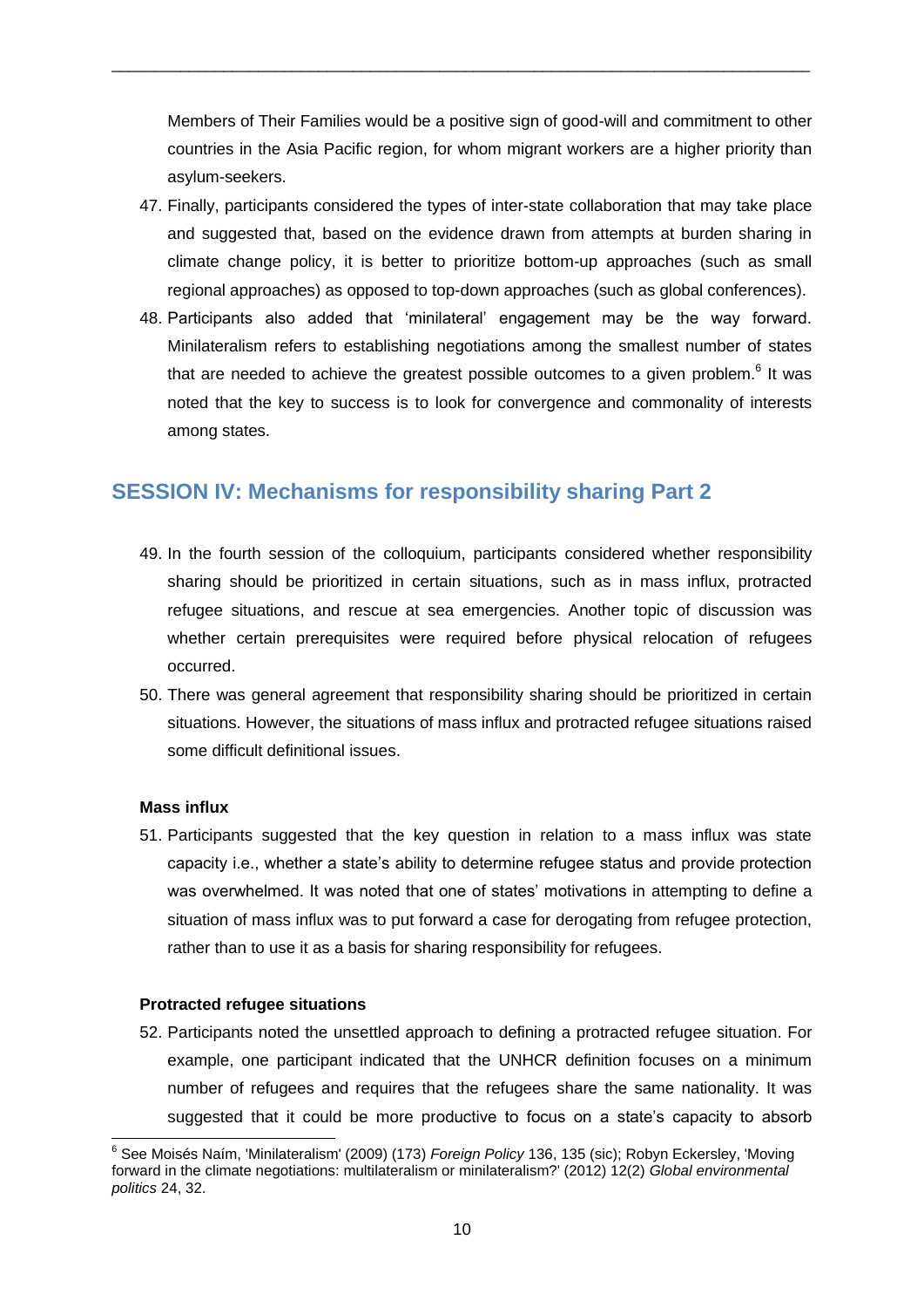Members of Their Families would be a positive sign of good-will and commitment to other countries in the Asia Pacific region, for whom migrant workers are a higher priority than asylum-seekers.

47. Finally, participants considered the types of inter-state collaboration that may take place and suggested that, based on the evidence drawn from attempts at burden sharing in climate change policy, it is better to prioritize bottom-up approaches (such as small regional approaches) as opposed to top-down approaches (such as global conferences).
48. Participants also added that 'minilateral' engagement may be the way forward. Minilateralism refers to establishing negotiations among the smallest number of states that are needed to achieve the greatest possible outcomes to a given problem.[6] It was noted that the key to success is to look for convergence and commonality of interests among states.

## SESSION IV: Mechanisms for responsibility sharing Part 2

49. In the fourth session of the colloquium, participants considered whether responsibility sharing should be prioritized in certain situations, such as in mass influx, protracted refugee situations, and rescue at sea emergencies. Another topic of discussion was whether certain prerequisites were required before physical relocation of refugees occurred.
50. There was general agreement that responsibility sharing should be prioritized in certain situations. However, the situations of mass influx and protracted refugee situations raised some difficult definitional issues.

**Mass influx**

51. Participants suggested that the key question in relation to a mass influx was state capacity i.e., whether a state's ability to determine refugee status and provide protection was overwhelmed. It was noted that one of states' motivations in attempting to define a situation of mass influx was to put forward a case for derogating from refugee protection, rather than to use it as a basis for sharing responsibility for refugees.

**Protracted refugee situations**

52. Participants noted the unsettled approach to defining a protracted refugee situation. For example, one participant indicated that the UNHCR definition focuses on a minimum number of refugees and requires that the refugees share the same nationality. It was suggested that it could be more productive to focus on a state's capacity to absorb

---

[6] See Moisés Naím, 'Minilateralism' (2009) (173) *Foreign Policy* 136, 135 (sic); Robyn Eckersley, 'Moving forward in the climate negotiations: multilateralism or minilateralism?' (2012) 12(2) *Global environmental politics* 24, 32.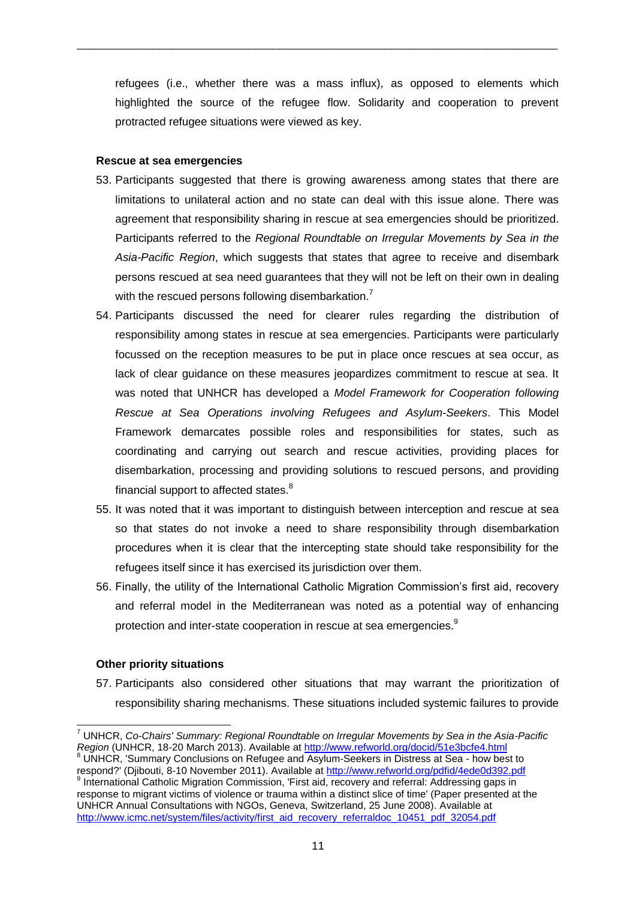refugees (i.e., whether there was a mass influx), as opposed to elements which highlighted the source of the refugee flow. Solidarity and cooperation to prevent protracted refugee situations were viewed as key.

**Rescue at sea emergencies**

53. Participants suggested that there is growing awareness among states that there are limitations to unilateral action and no state can deal with this issue alone. There was agreement that responsibility sharing in rescue at sea emergencies should be prioritized. Participants referred to the *Regional Roundtable on Irregular Movements by Sea in the Asia-Pacific Region*, which suggests that states that agree to receive and disembark persons rescued at sea need guarantees that they will not be left on their own in dealing with the rescued persons following disembarkation.[7]

54. Participants discussed the need for clearer rules regarding the distribution of responsibility among states in rescue at sea emergencies. Participants were particularly focussed on the reception measures to be put in place once rescues at sea occur, as lack of clear guidance on these measures jeopardizes commitment to rescue at sea. It was noted that UNHCR has developed a *Model Framework for Cooperation following Rescue at Sea Operations involving Refugees and Asylum-Seekers*. This Model Framework demarcates possible roles and responsibilities for states, such as coordinating and carrying out search and rescue activities, providing places for disembarkation, processing and providing solutions to rescued persons, and providing financial support to affected states.[8]

55. It was noted that it was important to distinguish between interception and rescue at sea so that states do not invoke a need to share responsibility through disembarkation procedures when it is clear that the intercepting state should take responsibility for the refugees itself since it has exercised its jurisdiction over them.

56. Finally, the utility of the International Catholic Migration Commission's first aid, recovery and referral model in the Mediterranean was noted as a potential way of enhancing protection and inter-state cooperation in rescue at sea emergencies.[9]

**Other priority situations**

57. Participants also considered other situations that may warrant the prioritization of responsibility sharing mechanisms. These situations included systemic failures to provide

---

[7] UNHCR, *Co-Chairs' Summary: Regional Roundtable on Irregular Movements by Sea in the Asia-Pacific Region* (UNHCR, 18-20 March 2013). Available at http://www.refworld.org/docid/51e3bcfe4.html

[8] UNHCR, 'Summary Conclusions on Refugee and Asylum-Seekers in Distress at Sea - how best to respond?' (Djibouti, 8-10 November 2011). Available at http://www.refworld.org/pdfid/4ede0d392.pdf

[9] International Catholic Migration Commission, 'First aid, recovery and referral: Addressing gaps in response to migrant victims of violence or trauma within a distinct slice of time' (Paper presented at the UNHCR Annual Consultations with NGOs, Geneva, Switzerland, 25 June 2008). Available at http://www.icmc.net/system/files/activity/first_aid_recovery_referraldoc_10451_pdf_32054.pdf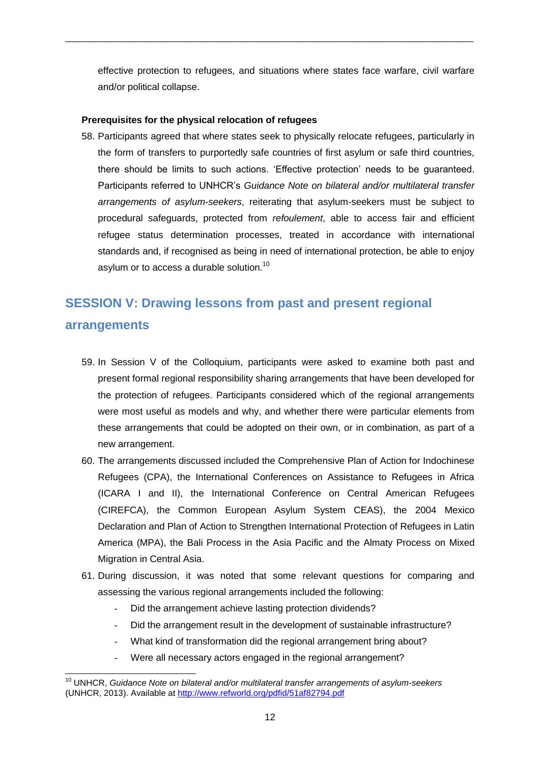effective protection to refugees, and situations where states face warfare, civil warfare and/or political collapse.

**Prerequisites for the physical relocation of refugees**

58. Participants agreed that where states seek to physically relocate refugees, particularly in the form of transfers to purportedly safe countries of first asylum or safe third countries, there should be limits to such actions. 'Effective protection' needs to be guaranteed. Participants referred to UNHCR's *Guidance Note on bilateral and/or multilateral transfer arrangements of asylum-seekers*, reiterating that asylum-seekers must be subject to procedural safeguards, protected from *refoulement*, able to access fair and efficient refugee status determination processes, treated in accordance with international standards and, if recognised as being in need of international protection, be able to enjoy asylum or to access a durable solution.[10]

## SESSION V: Drawing lessons from past and present regional arrangements

59. In Session V of the Colloquium, participants were asked to examine both past and present formal regional responsibility sharing arrangements that have been developed for the protection of refugees. Participants considered which of the regional arrangements were most useful as models and why, and whether there were particular elements from these arrangements that could be adopted on their own, or in combination, as part of a new arrangement.
60. The arrangements discussed included the Comprehensive Plan of Action for Indochinese Refugees (CPA), the International Conferences on Assistance to Refugees in Africa (ICARA I and II), the International Conference on Central American Refugees (CIREFCA), the Common European Asylum System CEAS), the 2004 Mexico Declaration and Plan of Action to Strengthen International Protection of Refugees in Latin America (MPA), the Bali Process in the Asia Pacific and the Almaty Process on Mixed Migration in Central Asia.
61. During discussion, it was noted that some relevant questions for comparing and assessing the various regional arrangements included the following:
    - Did the arrangement achieve lasting protection dividends?
    - Did the arrangement result in the development of sustainable infrastructure?
    - What kind of transformation did the regional arrangement bring about?
    - Were all necessary actors engaged in the regional arrangement?

---

[10] UNHCR, *Guidance Note on bilateral and/or multilateral transfer arrangements of asylum-seekers* (UNHCR, 2013). Available at http://www.refworld.org/pdfid/51af82794.pdf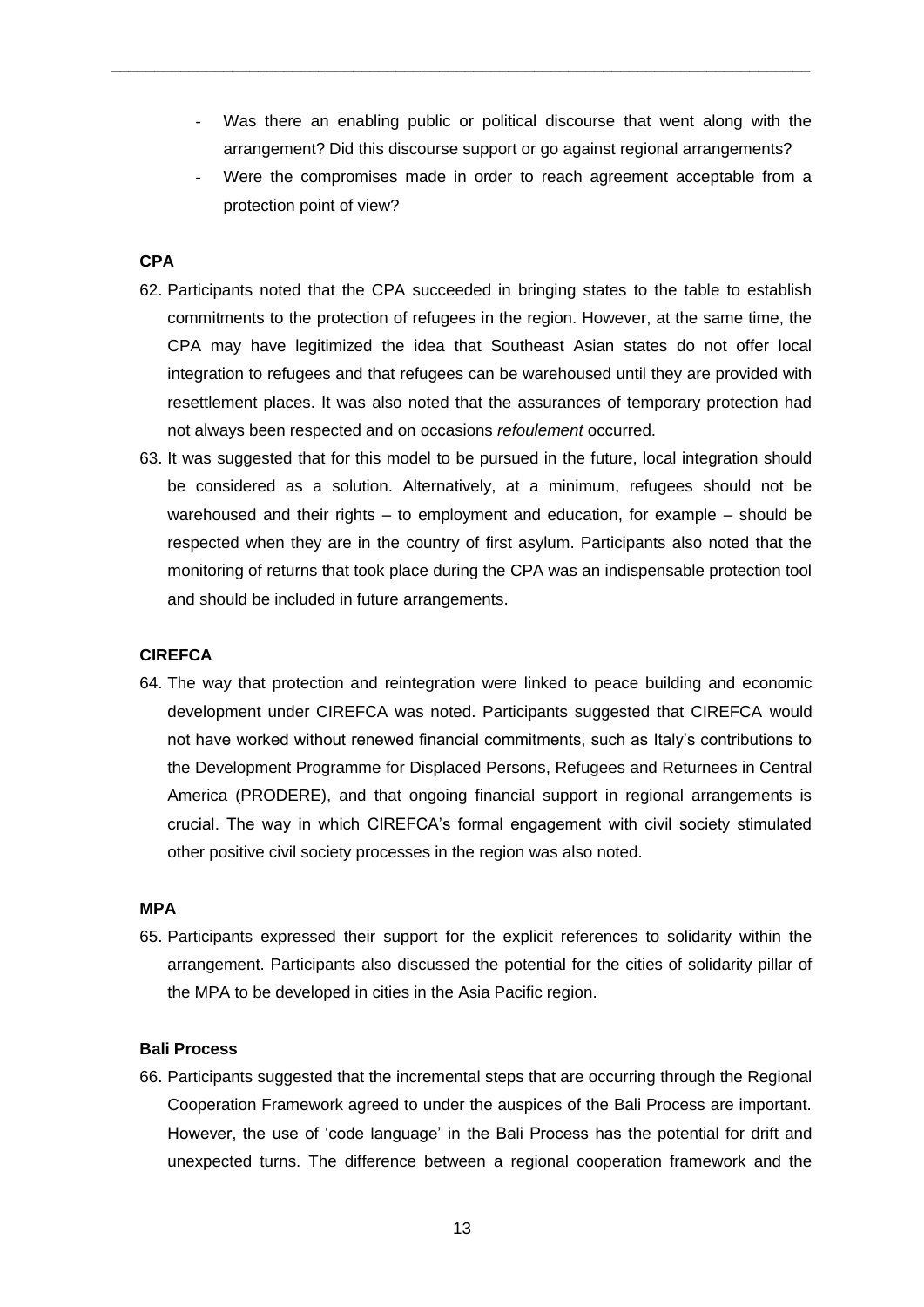- Was there an enabling public or political discourse that went along with the arrangement? Did this discourse support or go against regional arrangements?
- Were the compromises made in order to reach agreement acceptable from a protection point of view?

**CPA**

62. Participants noted that the CPA succeeded in bringing states to the table to establish commitments to the protection of refugees in the region. However, at the same time, the CPA may have legitimized the idea that Southeast Asian states do not offer local integration to refugees and that refugees can be warehoused until they are provided with resettlement places. It was also noted that the assurances of temporary protection had not always been respected and on occasions *refoulement* occurred.

63. It was suggested that for this model to be pursued in the future, local integration should be considered as a solution. Alternatively, at a minimum, refugees should not be warehoused and their rights – to employment and education, for example – should be respected when they are in the country of first asylum. Participants also noted that the monitoring of returns that took place during the CPA was an indispensable protection tool and should be included in future arrangements.

**CIREFCA**

64. The way that protection and reintegration were linked to peace building and economic development under CIREFCA was noted. Participants suggested that CIREFCA would not have worked without renewed financial commitments, such as Italy's contributions to the Development Programme for Displaced Persons, Refugees and Returnees in Central America (PRODERE), and that ongoing financial support in regional arrangements is crucial. The way in which CIREFCA's formal engagement with civil society stimulated other positive civil society processes in the region was also noted.

**MPA**

65. Participants expressed their support for the explicit references to solidarity within the arrangement. Participants also discussed the potential for the cities of solidarity pillar of the MPA to be developed in cities in the Asia Pacific region.

**Bali Process**

66. Participants suggested that the incremental steps that are occurring through the Regional Cooperation Framework agreed to under the auspices of the Bali Process are important. However, the use of 'code language' in the Bali Process has the potential for drift and unexpected turns. The difference between a regional cooperation framework and the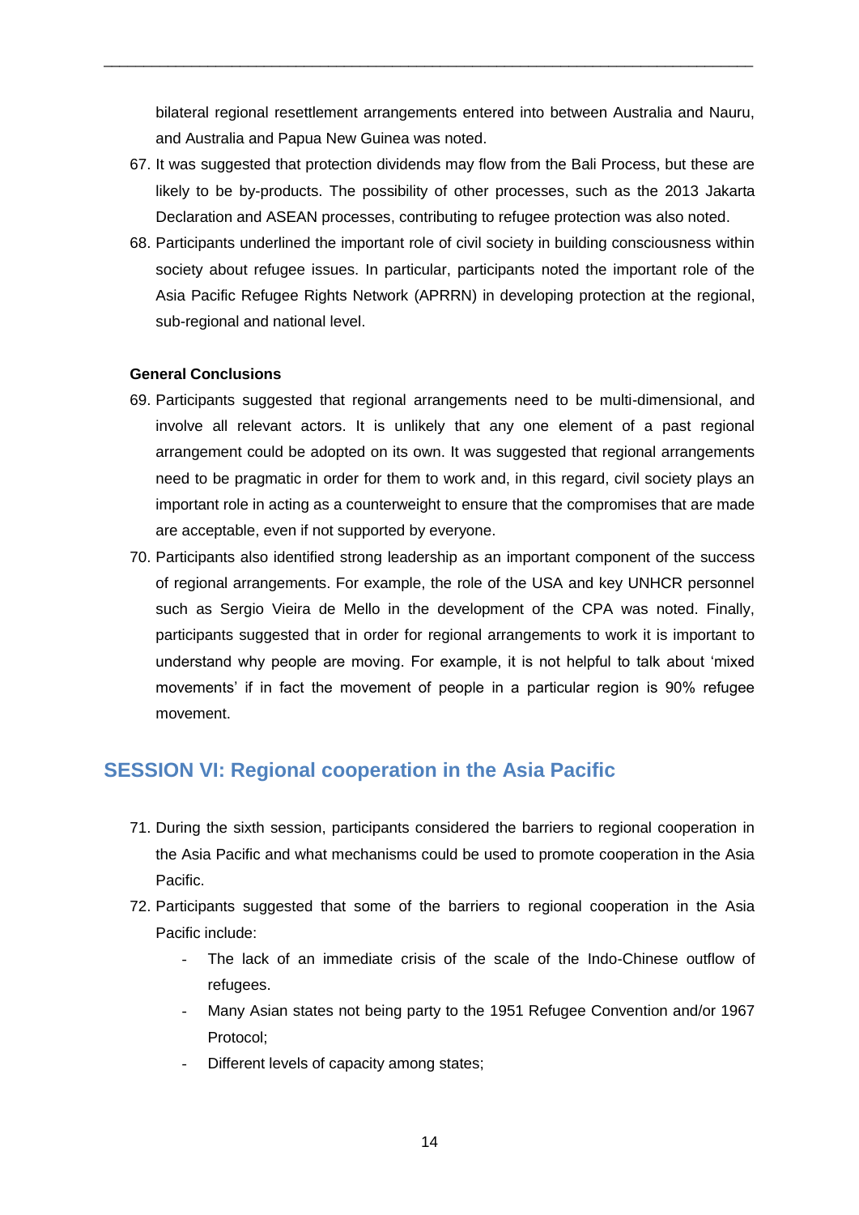bilateral regional resettlement arrangements entered into between Australia and Nauru, and Australia and Papua New Guinea was noted.

67. It was suggested that protection dividends may flow from the Bali Process, but these are likely to be by-products. The possibility of other processes, such as the 2013 Jakarta Declaration and ASEAN processes, contributing to refugee protection was also noted.
68. Participants underlined the important role of civil society in building consciousness within society about refugee issues. In particular, participants noted the important role of the Asia Pacific Refugee Rights Network (APRRN) in developing protection at the regional, sub-regional and national level.

**General Conclusions**

69. Participants suggested that regional arrangements need to be multi-dimensional, and involve all relevant actors. It is unlikely that any one element of a past regional arrangement could be adopted on its own. It was suggested that regional arrangements need to be pragmatic in order for them to work and, in this regard, civil society plays an important role in acting as a counterweight to ensure that the compromises that are made are acceptable, even if not supported by everyone.
70. Participants also identified strong leadership as an important component of the success of regional arrangements. For example, the role of the USA and key UNHCR personnel such as Sergio Vieira de Mello in the development of the CPA was noted. Finally, participants suggested that in order for regional arrangements to work it is important to understand why people are moving. For example, it is not helpful to talk about 'mixed movements' if in fact the movement of people in a particular region is 90% refugee movement.

## SESSION VI: Regional cooperation in the Asia Pacific

71. During the sixth session, participants considered the barriers to regional cooperation in the Asia Pacific and what mechanisms could be used to promote cooperation in the Asia Pacific.
72. Participants suggested that some of the barriers to regional cooperation in the Asia Pacific include:
    - The lack of an immediate crisis of the scale of the Indo-Chinese outflow of refugees.
    - Many Asian states not being party to the 1951 Refugee Convention and/or 1967 Protocol;
    - Different levels of capacity among states;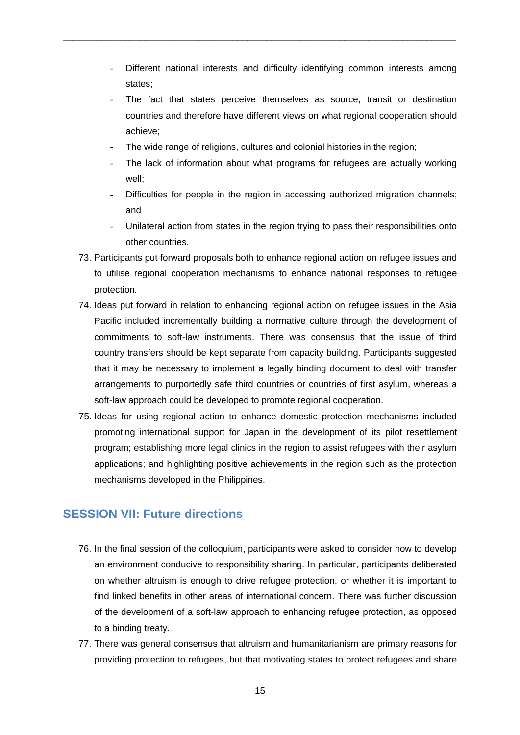- Different national interests and difficulty identifying common interests among states;
- The fact that states perceive themselves as source, transit or destination countries and therefore have different views on what regional cooperation should achieve;
- The wide range of religions, cultures and colonial histories in the region;
- The lack of information about what programs for refugees are actually working well;
- Difficulties for people in the region in accessing authorized migration channels; and
- Unilateral action from states in the region trying to pass their responsibilities onto other countries.

73. Participants put forward proposals both to enhance regional action on refugee issues and to utilise regional cooperation mechanisms to enhance national responses to refugee protection.
74. Ideas put forward in relation to enhancing regional action on refugee issues in the Asia Pacific included incrementally building a normative culture through the development of commitments to soft-law instruments. There was consensus that the issue of third country transfers should be kept separate from capacity building. Participants suggested that it may be necessary to implement a legally binding document to deal with transfer arrangements to purportedly safe third countries or countries of first asylum, whereas a soft-law approach could be developed to promote regional cooperation.
75. Ideas for using regional action to enhance domestic protection mechanisms included promoting international support for Japan in the development of its pilot resettlement program; establishing more legal clinics in the region to assist refugees with their asylum applications; and highlighting positive achievements in the region such as the protection mechanisms developed in the Philippines.

## SESSION VII: Future directions

76. In the final session of the colloquium, participants were asked to consider how to develop an environment conducive to responsibility sharing. In particular, participants deliberated on whether altruism is enough to drive refugee protection, or whether it is important to find linked benefits in other areas of international concern. There was further discussion of the development of a soft-law approach to enhancing refugee protection, as opposed to a binding treaty.
77. There was general consensus that altruism and humanitarianism are primary reasons for providing protection to refugees, but that motivating states to protect refugees and share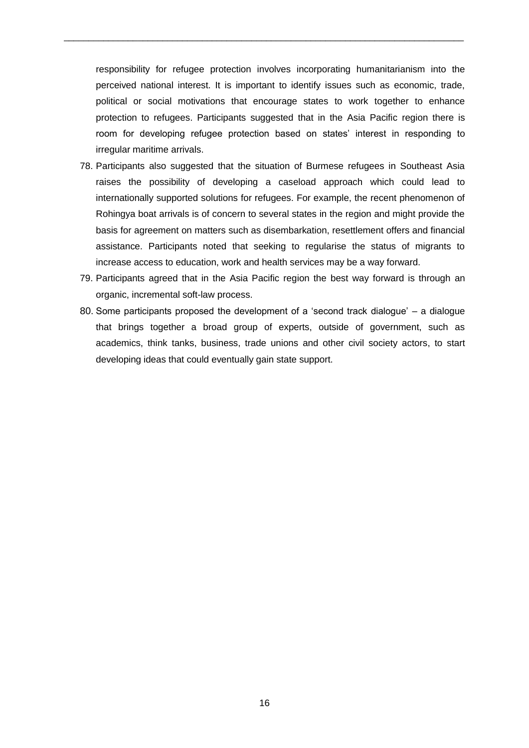responsibility for refugee protection involves incorporating humanitarianism into the perceived national interest. It is important to identify issues such as economic, trade, political or social motivations that encourage states to work together to enhance protection to refugees. Participants suggested that in the Asia Pacific region there is room for developing refugee protection based on states' interest in responding to irregular maritime arrivals.

78. Participants also suggested that the situation of Burmese refugees in Southeast Asia raises the possibility of developing a caseload approach which could lead to internationally supported solutions for refugees. For example, the recent phenomenon of Rohingya boat arrivals is of concern to several states in the region and might provide the basis for agreement on matters such as disembarkation, resettlement offers and financial assistance. Participants noted that seeking to regularise the status of migrants to increase access to education, work and health services may be a way forward.
79. Participants agreed that in the Asia Pacific region the best way forward is through an organic, incremental soft-law process.
80. Some participants proposed the development of a 'second track dialogue' – a dialogue that brings together a broad group of experts, outside of government, such as academics, think tanks, business, trade unions and other civil society actors, to start developing ideas that could eventually gain state support.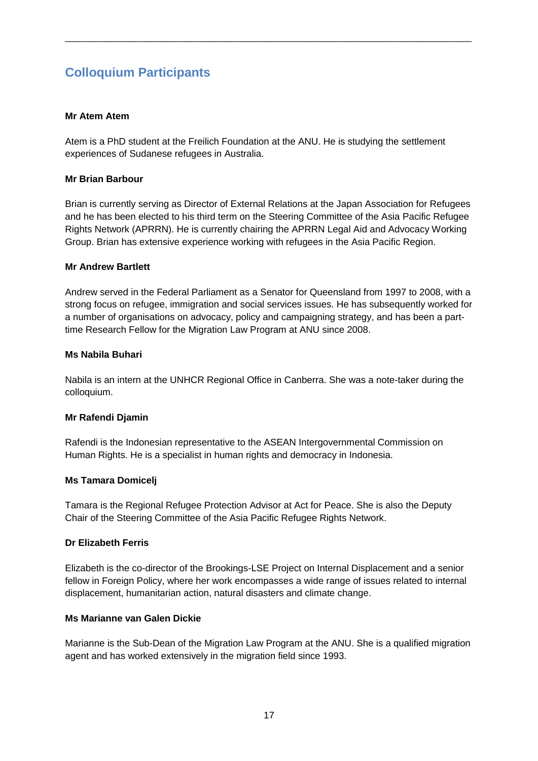## Colloquium Participants

**Mr Atem Atem**

Atem is a PhD student at the Freilich Foundation at the ANU. He is studying the settlement experiences of Sudanese refugees in Australia.

**Mr Brian Barbour**

Brian is currently serving as Director of External Relations at the Japan Association for Refugees and he has been elected to his third term on the Steering Committee of the Asia Pacific Refugee Rights Network (APRRN). He is currently chairing the APRRN Legal Aid and Advocacy Working Group. Brian has extensive experience working with refugees in the Asia Pacific Region.

**Mr Andrew Bartlett**

Andrew served in the Federal Parliament as a Senator for Queensland from 1997 to 2008, with a strong focus on refugee, immigration and social services issues. He has subsequently worked for a number of organisations on advocacy, policy and campaigning strategy, and has been a part-time Research Fellow for the Migration Law Program at ANU since 2008.

**Ms Nabila Buhari**

Nabila is an intern at the UNHCR Regional Office in Canberra. She was a note-taker during the colloquium.

**Mr Rafendi Djamin**

Rafendi is the Indonesian representative to the ASEAN Intergovernmental Commission on Human Rights. He is a specialist in human rights and democracy in Indonesia.

**Ms Tamara Domicelj**

Tamara is the Regional Refugee Protection Advisor at Act for Peace. She is also the Deputy Chair of the Steering Committee of the Asia Pacific Refugee Rights Network.

**Dr Elizabeth Ferris**

Elizabeth is the co-director of the Brookings-LSE Project on Internal Displacement and a senior fellow in Foreign Policy, where her work encompasses a wide range of issues related to internal displacement, humanitarian action, natural disasters and climate change.

**Ms Marianne van Galen Dickie**

Marianne is the Sub-Dean of the Migration Law Program at the ANU. She is a qualified migration agent and has worked extensively in the migration field since 1993.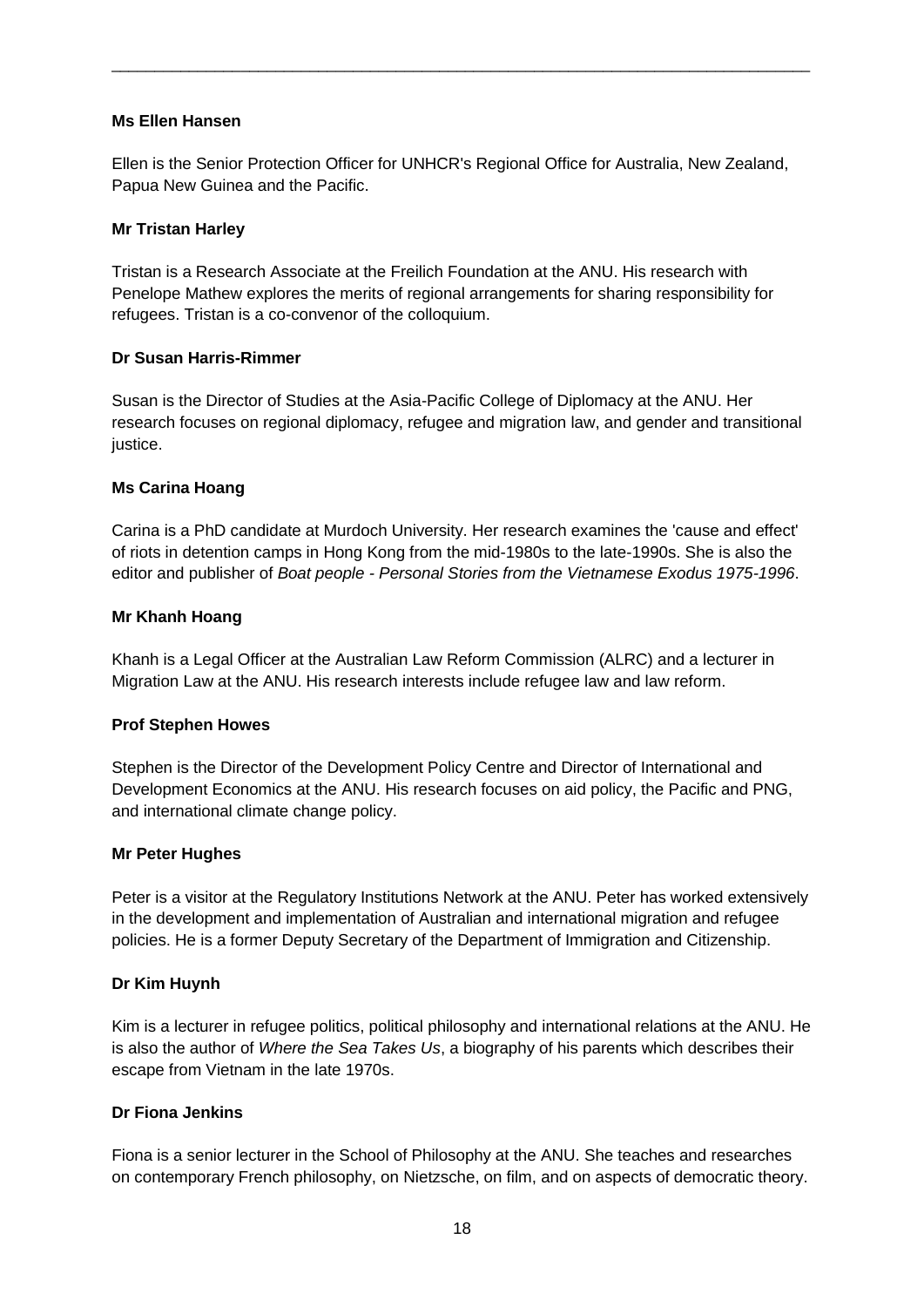**Ms Ellen Hansen**

Ellen is the Senior Protection Officer for UNHCR's Regional Office for Australia, New Zealand, Papua New Guinea and the Pacific.

**Mr Tristan Harley**

Tristan is a Research Associate at the Freilich Foundation at the ANU. His research with Penelope Mathew explores the merits of regional arrangements for sharing responsibility for refugees. Tristan is a co-convenor of the colloquium.

**Dr Susan Harris-Rimmer**

Susan is the Director of Studies at the Asia-Pacific College of Diplomacy at the ANU. Her research focuses on regional diplomacy, refugee and migration law, and gender and transitional justice.

**Ms Carina Hoang**

Carina is a PhD candidate at Murdoch University. Her research examines the 'cause and effect' of riots in detention camps in Hong Kong from the mid-1980s to the late-1990s. She is also the editor and publisher of *Boat people - Personal Stories from the Vietnamese Exodus 1975-1996*.

**Mr Khanh Hoang**

Khanh is a Legal Officer at the Australian Law Reform Commission (ALRC) and a lecturer in Migration Law at the ANU. His research interests include refugee law and law reform.

**Prof Stephen Howes**

Stephen is the Director of the Development Policy Centre and Director of International and Development Economics at the ANU. His research focuses on aid policy, the Pacific and PNG, and international climate change policy.

**Mr Peter Hughes**

Peter is a visitor at the Regulatory Institutions Network at the ANU. Peter has worked extensively in the development and implementation of Australian and international migration and refugee policies. He is a former Deputy Secretary of the Department of Immigration and Citizenship.

**Dr Kim Huynh**

Kim is a lecturer in refugee politics, political philosophy and international relations at the ANU. He is also the author of *Where the Sea Takes Us*, a biography of his parents which describes their escape from Vietnam in the late 1970s.

**Dr Fiona Jenkins**

Fiona is a senior lecturer in the School of Philosophy at the ANU. She teaches and researches on contemporary French philosophy, on Nietzsche, on film, and on aspects of democratic theory.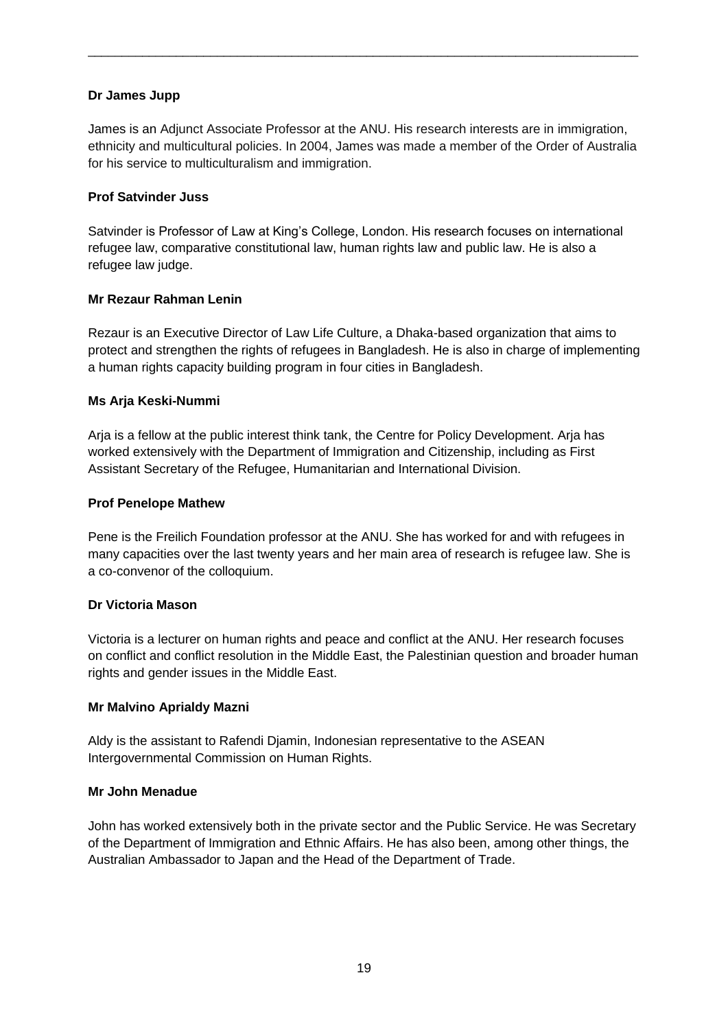**Dr James Jupp**

James is an Adjunct Associate Professor at the ANU. His research interests are in immigration, ethnicity and multicultural policies. In 2004, James was made a member of the Order of Australia for his service to multiculturalism and immigration.

**Prof Satvinder Juss**

Satvinder is Professor of Law at King's College, London. His research focuses on international refugee law, comparative constitutional law, human rights law and public law. He is also a refugee law judge.

**Mr Rezaur Rahman Lenin**

Rezaur is an Executive Director of Law Life Culture, a Dhaka-based organization that aims to protect and strengthen the rights of refugees in Bangladesh. He is also in charge of implementing a human rights capacity building program in four cities in Bangladesh.

**Ms Arja Keski-Nummi**

Arja is a fellow at the public interest think tank, the Centre for Policy Development. Arja has worked extensively with the Department of Immigration and Citizenship, including as First Assistant Secretary of the Refugee, Humanitarian and International Division.

**Prof Penelope Mathew**

Pene is the Freilich Foundation professor at the ANU. She has worked for and with refugees in many capacities over the last twenty years and her main area of research is refugee law. She is a co-convenor of the colloquium.

**Dr Victoria Mason**

Victoria is a lecturer on human rights and peace and conflict at the ANU. Her research focuses on conflict and conflict resolution in the Middle East, the Palestinian question and broader human rights and gender issues in the Middle East.

**Mr Malvino Aprialdy Mazni**

Aldy is the assistant to Rafendi Djamin, Indonesian representative to the ASEAN Intergovernmental Commission on Human Rights.

**Mr John Menadue**

John has worked extensively both in the private sector and the Public Service. He was Secretary of the Department of Immigration and Ethnic Affairs. He has also been, among other things, the Australian Ambassador to Japan and the Head of the Department of Trade.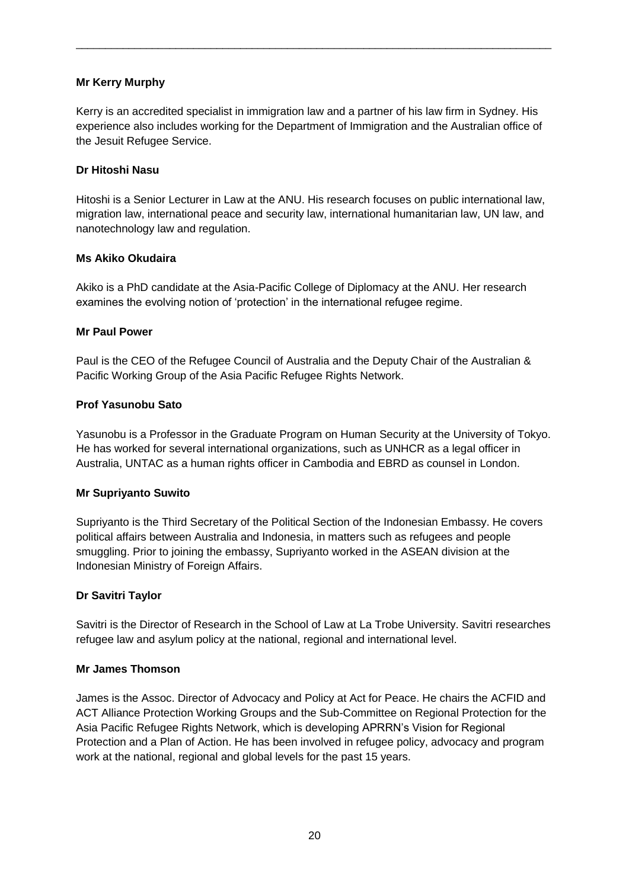**Mr Kerry Murphy**

Kerry is an accredited specialist in immigration law and a partner of his law firm in Sydney. His experience also includes working for the Department of Immigration and the Australian office of the Jesuit Refugee Service.

**Dr Hitoshi Nasu**

Hitoshi is a Senior Lecturer in Law at the ANU. His research focuses on public international law, migration law, international peace and security law, international humanitarian law, UN law, and nanotechnology law and regulation.

**Ms Akiko Okudaira**

Akiko is a PhD candidate at the Asia-Pacific College of Diplomacy at the ANU. Her research examines the evolving notion of 'protection' in the international refugee regime.

**Mr Paul Power**

Paul is the CEO of the Refugee Council of Australia and the Deputy Chair of the Australian & Pacific Working Group of the Asia Pacific Refugee Rights Network.

**Prof Yasunobu Sato**

Yasunobu is a Professor in the Graduate Program on Human Security at the University of Tokyo. He has worked for several international organizations, such as UNHCR as a legal officer in Australia, UNTAC as a human rights officer in Cambodia and EBRD as counsel in London.

**Mr Supriyanto Suwito**

Supriyanto is the Third Secretary of the Political Section of the Indonesian Embassy. He covers political affairs between Australia and Indonesia, in matters such as refugees and people smuggling. Prior to joining the embassy, Supriyanto worked in the ASEAN division at the Indonesian Ministry of Foreign Affairs.

**Dr Savitri Taylor**

Savitri is the Director of Research in the School of Law at La Trobe University. Savitri researches refugee law and asylum policy at the national, regional and international level.

**Mr James Thomson**

James is the Assoc. Director of Advocacy and Policy at Act for Peace. He chairs the ACFID and ACT Alliance Protection Working Groups and the Sub-Committee on Regional Protection for the Asia Pacific Refugee Rights Network, which is developing APRRN's Vision for Regional Protection and a Plan of Action. He has been involved in refugee policy, advocacy and program work at the national, regional and global levels for the past 15 years.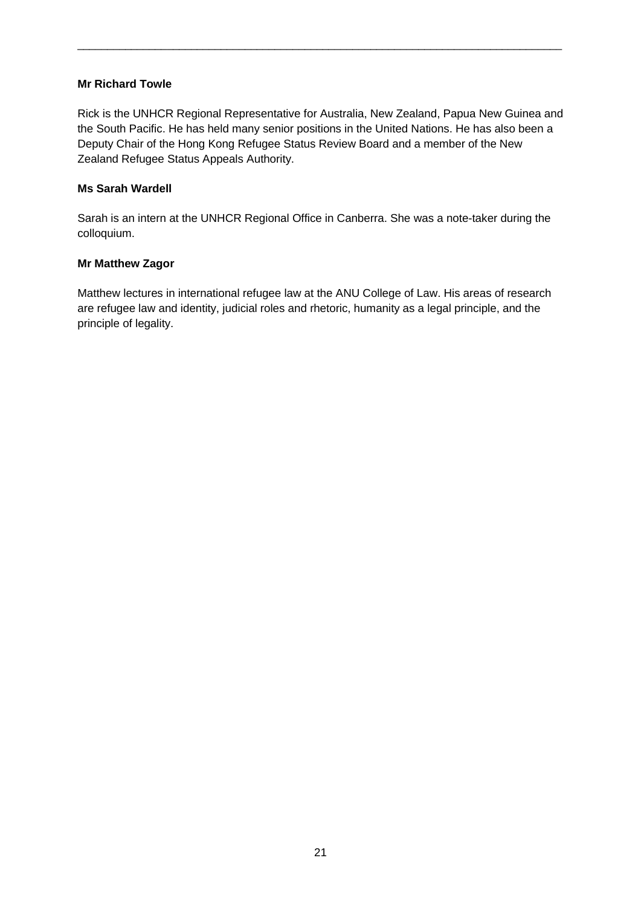**Mr Richard Towle**

Rick is the UNHCR Regional Representative for Australia, New Zealand, Papua New Guinea and the South Pacific. He has held many senior positions in the United Nations. He has also been a Deputy Chair of the Hong Kong Refugee Status Review Board and a member of the New Zealand Refugee Status Appeals Authority.

**Ms Sarah Wardell**

Sarah is an intern at the UNHCR Regional Office in Canberra. She was a note-taker during the colloquium.

**Mr Matthew Zagor**

Matthew lectures in international refugee law at the ANU College of Law. His areas of research are refugee law and identity, judicial roles and rhetoric, humanity as a legal principle, and the principle of legality.